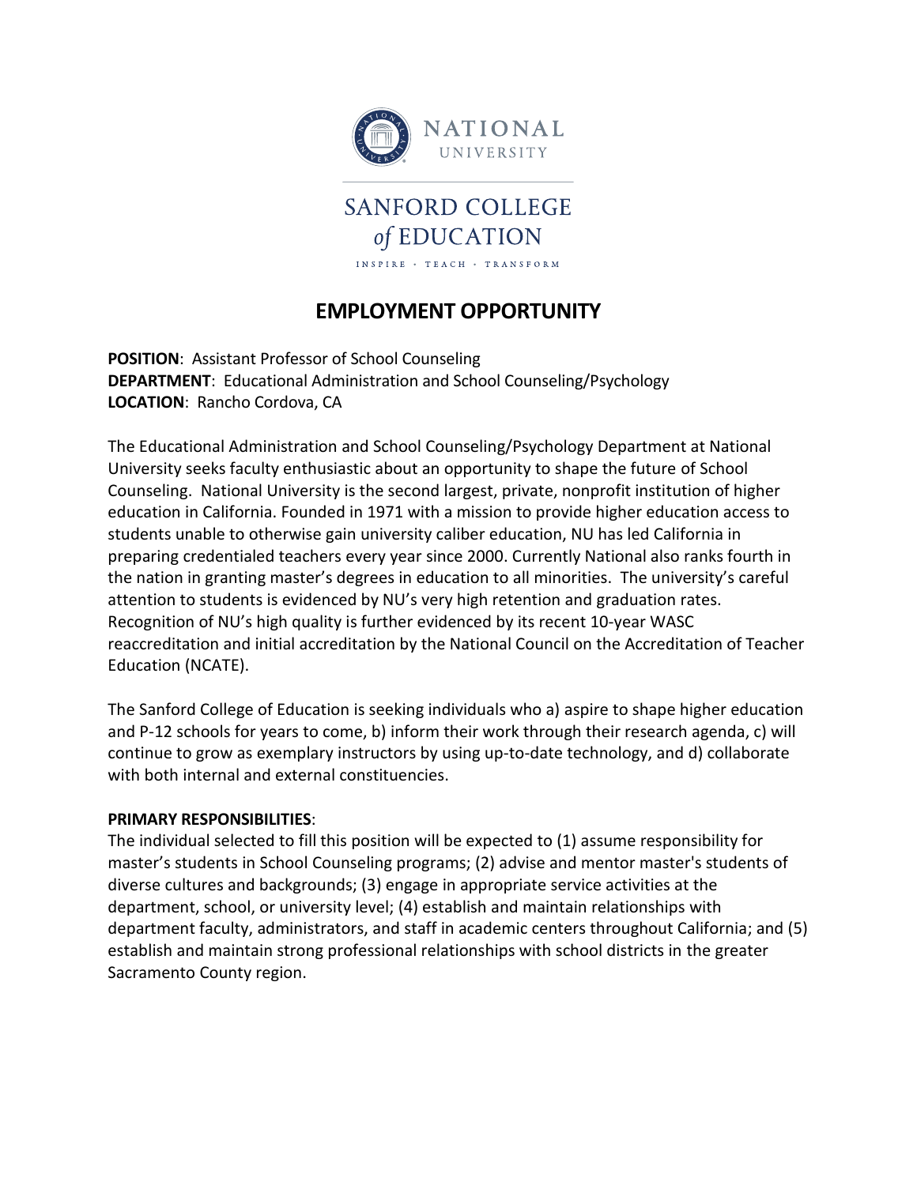NATIONAL UNIVERSITY

SANFORD COLLEGE of EDUCATION

INSPIRE · TEACH · TRANSFORM

# EMPLOYMENT OPPORTUNITY

**POSITION**: Assistant Professor of School Counseling
**DEPARTMENT**: Educational Administration and School Counseling/Psychology
**LOCATION**: Rancho Cordova, CA

The Educational Administration and School Counseling/Psychology Department at National University seeks faculty enthusiastic about an opportunity to shape the future of School Counseling. National University is the second largest, private, nonprofit institution of higher education in California. Founded in 1971 with a mission to provide higher education access to students unable to otherwise gain university caliber education, NU has led California in preparing credentialed teachers every year since 2000. Currently National also ranks fourth in the nation in granting master's degrees in education to all minorities. The university's careful attention to students is evidenced by NU's very high retention and graduation rates. Recognition of NU's high quality is further evidenced by its recent 10-year WASC reaccreditation and initial accreditation by the National Council on the Accreditation of Teacher Education (NCATE).

The Sanford College of Education is seeking individuals who a) aspire to shape higher education and P-12 schools for years to come, b) inform their work through their research agenda, c) will continue to grow as exemplary instructors by using up-to-date technology, and d) collaborate with both internal and external constituencies.

**PRIMARY RESPONSIBILITIES**:
The individual selected to fill this position will be expected to (1) assume responsibility for master's students in School Counseling programs; (2) advise and mentor master's students of diverse cultures and backgrounds; (3) engage in appropriate service activities at the department, school, or university level; (4) establish and maintain relationships with department faculty, administrators, and staff in academic centers throughout California; and (5) establish and maintain strong professional relationships with school districts in the greater Sacramento County region.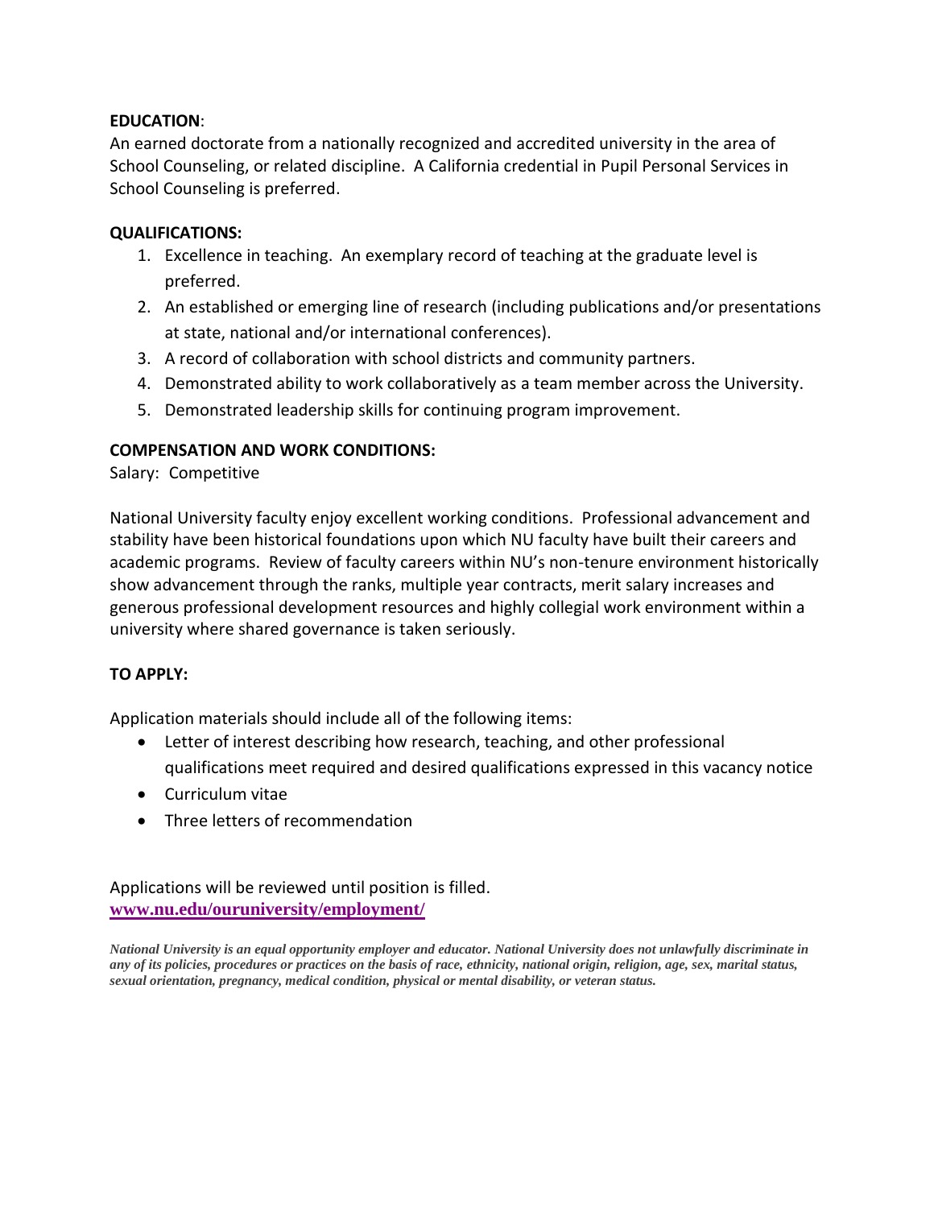**EDUCATION**:

An earned doctorate from a nationally recognized and accredited university in the area of School Counseling, or related discipline. A California credential in Pupil Personal Services in School Counseling is preferred.

**QUALIFICATIONS:**

1. Excellence in teaching. An exemplary record of teaching at the graduate level is preferred.
2. An established or emerging line of research (including publications and/or presentations at state, national and/or international conferences).
3. A record of collaboration with school districts and community partners.
4. Demonstrated ability to work collaboratively as a team member across the University.
5. Demonstrated leadership skills for continuing program improvement.

**COMPENSATION AND WORK CONDITIONS:**

Salary: Competitive

National University faculty enjoy excellent working conditions. Professional advancement and stability have been historical foundations upon which NU faculty have built their careers and academic programs. Review of faculty careers within NU's non-tenure environment historically show advancement through the ranks, multiple year contracts, merit salary increases and generous professional development resources and highly collegial work environment within a university where shared governance is taken seriously.

**TO APPLY:**

Application materials should include all of the following items:

- Letter of interest describing how research, teaching, and other professional qualifications meet required and desired qualifications expressed in this vacancy notice
- Curriculum vitae
- Three letters of recommendation

Applications will be reviewed until position is filled.

**www.nu.edu/ouruniversity/employment/**

***National University is an equal opportunity employer and educator. National University does not unlawfully discriminate in any of its policies, procedures or practices on the basis of race, ethnicity, national origin, religion, age, sex, marital status, sexual orientation, pregnancy, medical condition, physical or mental disability, or veteran status.***